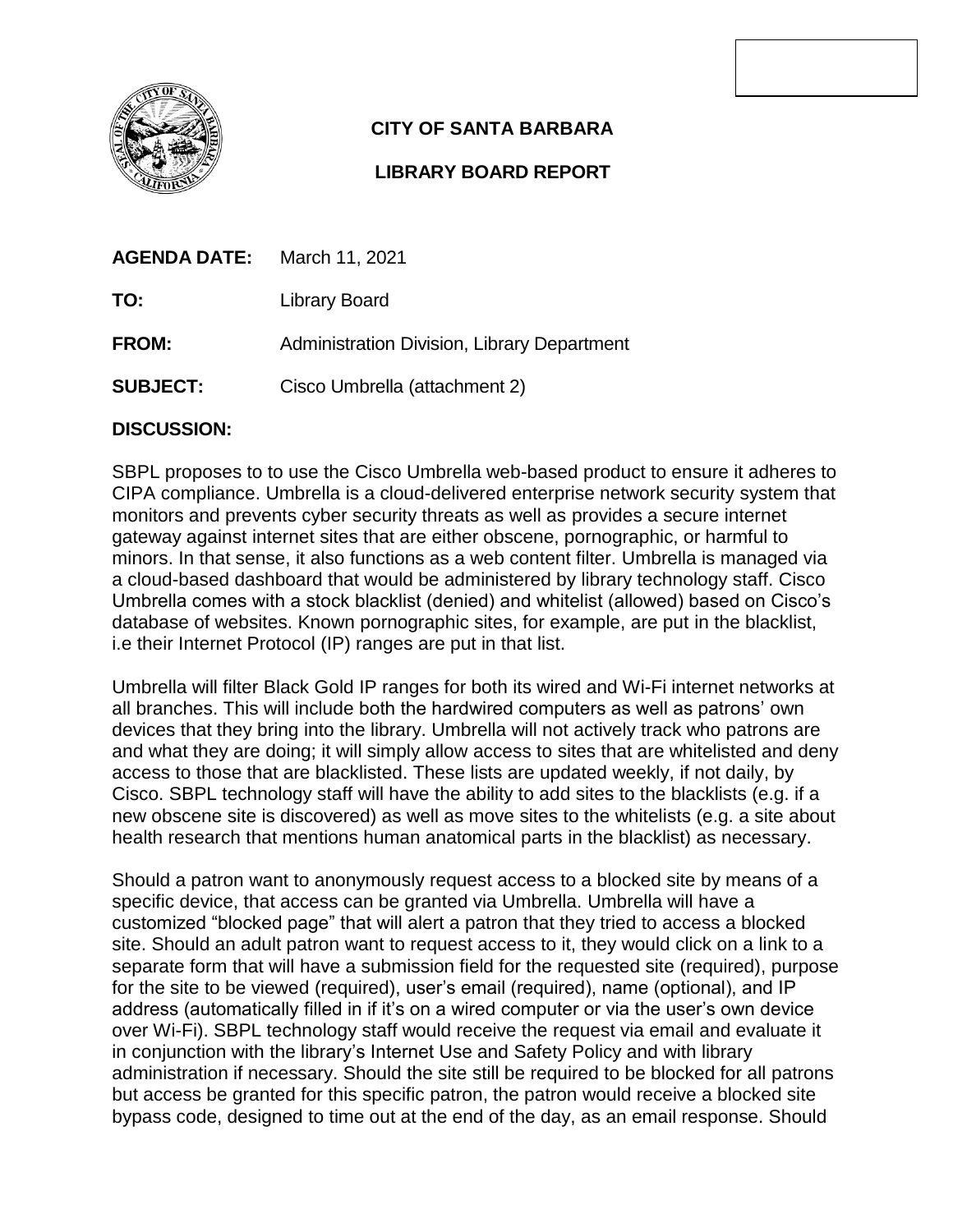# CITY OF SANTA BARBARA

## LIBRARY BOARD REPORT

**AGENDA DATE:** March 11, 2021

**TO:** Library Board

**FROM:** Administration Division, Library Department

**SUBJECT:** Cisco Umbrella (attachment 2)

**DISCUSSION:**

SBPL proposes to to use the Cisco Umbrella web-based product to ensure it adheres to CIPA compliance. Umbrella is a cloud-delivered enterprise network security system that monitors and prevents cyber security threats as well as provides a secure internet gateway against internet sites that are either obscene, pornographic, or harmful to minors. In that sense, it also functions as a web content filter. Umbrella is managed via a cloud-based dashboard that would be administered by library technology staff. Cisco Umbrella comes with a stock blacklist (denied) and whitelist (allowed) based on Cisco's database of websites. Known pornographic sites, for example, are put in the blacklist, i.e their Internet Protocol (IP) ranges are put in that list.

Umbrella will filter Black Gold IP ranges for both its wired and Wi-Fi internet networks at all branches. This will include both the hardwired computers as well as patrons' own devices that they bring into the library. Umbrella will not actively track who patrons are and what they are doing; it will simply allow access to sites that are whitelisted and deny access to those that are blacklisted. These lists are updated weekly, if not daily, by Cisco. SBPL technology staff will have the ability to add sites to the blacklists (e.g. if a new obscene site is discovered) as well as move sites to the whitelists (e.g. a site about health research that mentions human anatomical parts in the blacklist) as necessary.

Should a patron want to anonymously request access to a blocked site by means of a specific device, that access can be granted via Umbrella. Umbrella will have a customized "blocked page" that will alert a patron that they tried to access a blocked site. Should an adult patron want to request access to it, they would click on a link to a separate form that will have a submission field for the requested site (required), purpose for the site to be viewed (required), user's email (required), name (optional), and IP address (automatically filled in if it's on a wired computer or via the user's own device over Wi-Fi). SBPL technology staff would receive the request via email and evaluate it in conjunction with the library's Internet Use and Safety Policy and with library administration if necessary. Should the site still be required to be blocked for all patrons but access be granted for this specific patron, the patron would receive a blocked site bypass code, designed to time out at the end of the day, as an email response. Should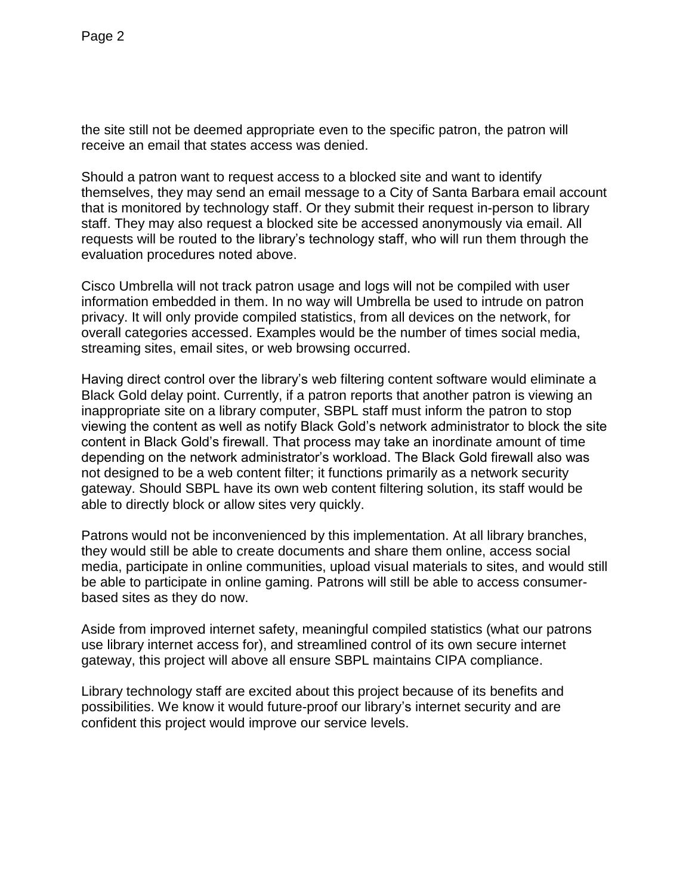the site still not be deemed appropriate even to the specific patron, the patron will receive an email that states access was denied.

Should a patron want to request access to a blocked site and want to identify themselves, they may send an email message to a City of Santa Barbara email account that is monitored by technology staff. Or they submit their request in-person to library staff. They may also request a blocked site be accessed anonymously via email. All requests will be routed to the library's technology staff, who will run them through the evaluation procedures noted above.

Cisco Umbrella will not track patron usage and logs will not be compiled with user information embedded in them. In no way will Umbrella be used to intrude on patron privacy. It will only provide compiled statistics, from all devices on the network, for overall categories accessed. Examples would be the number of times social media, streaming sites, email sites, or web browsing occurred.

Having direct control over the library's web filtering content software would eliminate a Black Gold delay point. Currently, if a patron reports that another patron is viewing an inappropriate site on a library computer, SBPL staff must inform the patron to stop viewing the content as well as notify Black Gold's network administrator to block the site content in Black Gold's firewall. That process may take an inordinate amount of time depending on the network administrator's workload. The Black Gold firewall also was not designed to be a web content filter; it functions primarily as a network security gateway. Should SBPL have its own web content filtering solution, its staff would be able to directly block or allow sites very quickly.

Patrons would not be inconvenienced by this implementation. At all library branches, they would still be able to create documents and share them online, access social media, participate in online communities, upload visual materials to sites, and would still be able to participate in online gaming. Patrons will still be able to access consumer-based sites as they do now.

Aside from improved internet safety, meaningful compiled statistics (what our patrons use library internet access for), and streamlined control of its own secure internet gateway, this project will above all ensure SBPL maintains CIPA compliance.

Library technology staff are excited about this project because of its benefits and possibilities. We know it would future-proof our library's internet security and are confident this project would improve our service levels.